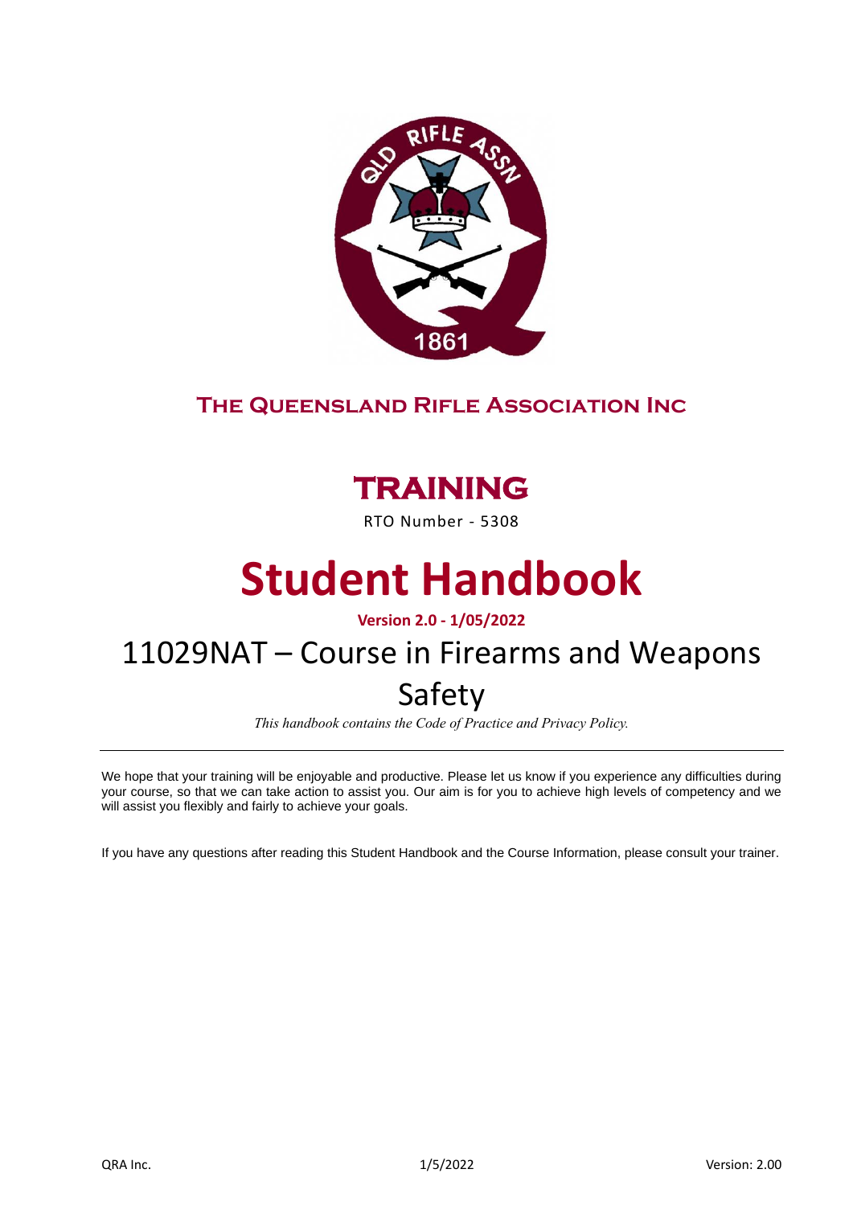# The Queensland Rifle Association Inc

## TRAINING

RTO Number - 5308

# Student Handbook

**Version 2.0 - 1/05/2022**

## 11029NAT – Course in Firearms and Weapons Safety

*This handbook contains the Code of Practice and Privacy Policy.*

---

We hope that your training will be enjoyable and productive. Please let us know if you experience any difficulties during your course, so that we can take action to assist you. Our aim is for you to achieve high levels of competency and we will assist you flexibly and fairly to achieve your goals.

If you have any questions after reading this Student Handbook and the Course Information, please consult your trainer.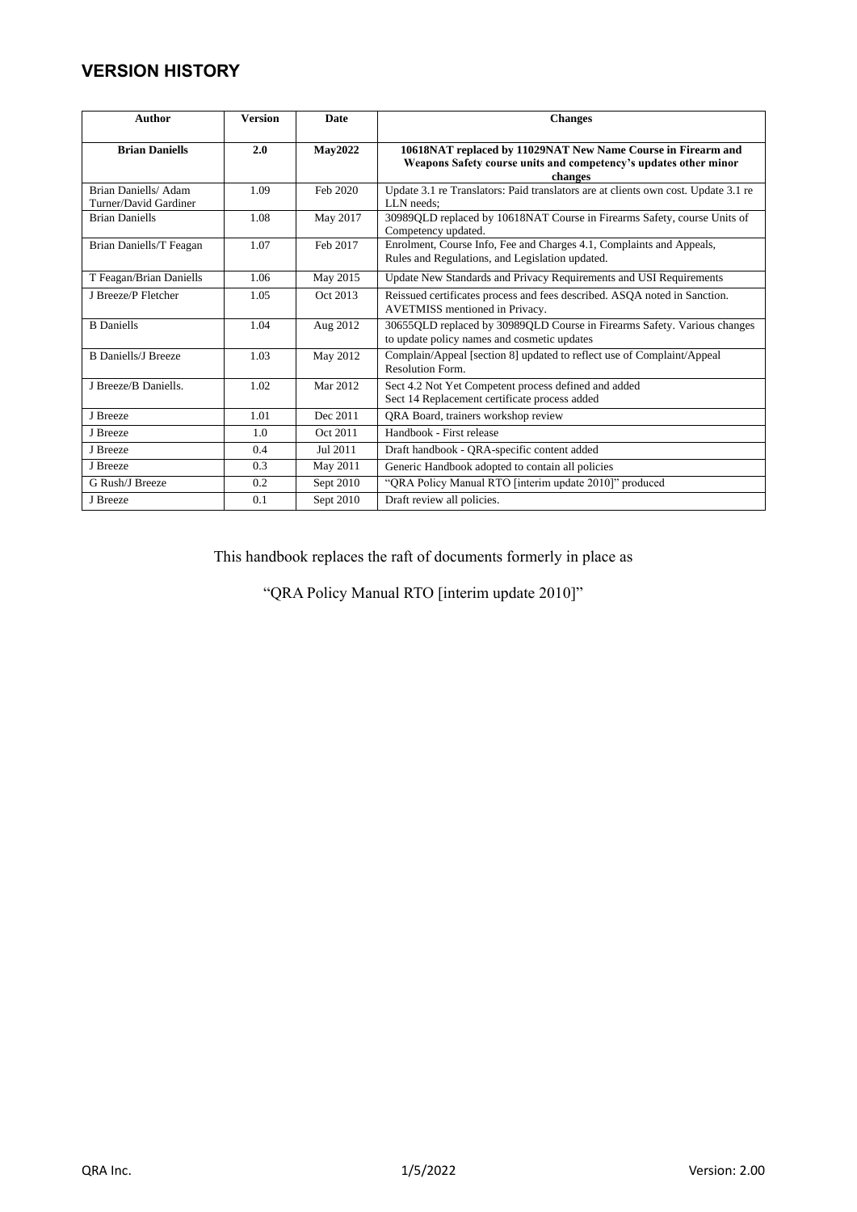## VERSION HISTORY

| Author | Version | Date | Changes |
|---|---|---|---|
| **Brian Daniells** | **2.0** | **May2022** | **10618NAT replaced by 11029NAT New Name Course in Firearm and Weapons Safety course units and competency's updates other minor changes** |
| Brian Daniells/ Adam Turner/David Gardiner | 1.09 | Feb 2020 | Update 3.1 re Translators: Paid translators are at clients own cost. Update 3.1 re LLN needs; |
| Brian Daniells | 1.08 | May 2017 | 30989QLD replaced by 10618NAT Course in Firearms Safety, course Units of Competency updated. |
| Brian Daniells/T Feagan | 1.07 | Feb 2017 | Enrolment, Course Info, Fee and Charges 4.1, Complaints and Appeals, Rules and Regulations, and Legislation updated. |
| T Feagan/Brian Daniells | 1.06 | May 2015 | Update New Standards and Privacy Requirements and USI Requirements |
| J Breeze/P Fletcher | 1.05 | Oct 2013 | Reissued certificates process and fees described. ASQA noted in Sanction. AVETMISS mentioned in Privacy. |
| B Daniells | 1.04 | Aug 2012 | 30655QLD replaced by 30989QLD Course in Firearms Safety. Various changes to update policy names and cosmetic updates |
| B Daniells/J Breeze | 1.03 | May 2012 | Complain/Appeal [section 8] updated to reflect use of Complaint/Appeal Resolution Form. |
| J Breeze/B Daniells. | 1.02 | Mar 2012 | Sect 4.2 Not Yet Competent process defined and added<br>Sect 14 Replacement certificate process added |
| J Breeze | 1.01 | Dec 2011 | QRA Board, trainers workshop review |
| J Breeze | 1.0 | Oct 2011 | Handbook - First release |
| J Breeze | 0.4 | Jul 2011 | Draft handbook - QRA-specific content added |
| J Breeze | 0.3 | May 2011 | Generic Handbook adopted to contain all policies |
| G Rush/J Breeze | 0.2 | Sept 2010 | "QRA Policy Manual RTO [interim update 2010]" produced |
| J Breeze | 0.1 | Sept 2010 | Draft review all policies. |

This handbook replaces the raft of documents formerly in place as

"QRA Policy Manual RTO [interim update 2010]"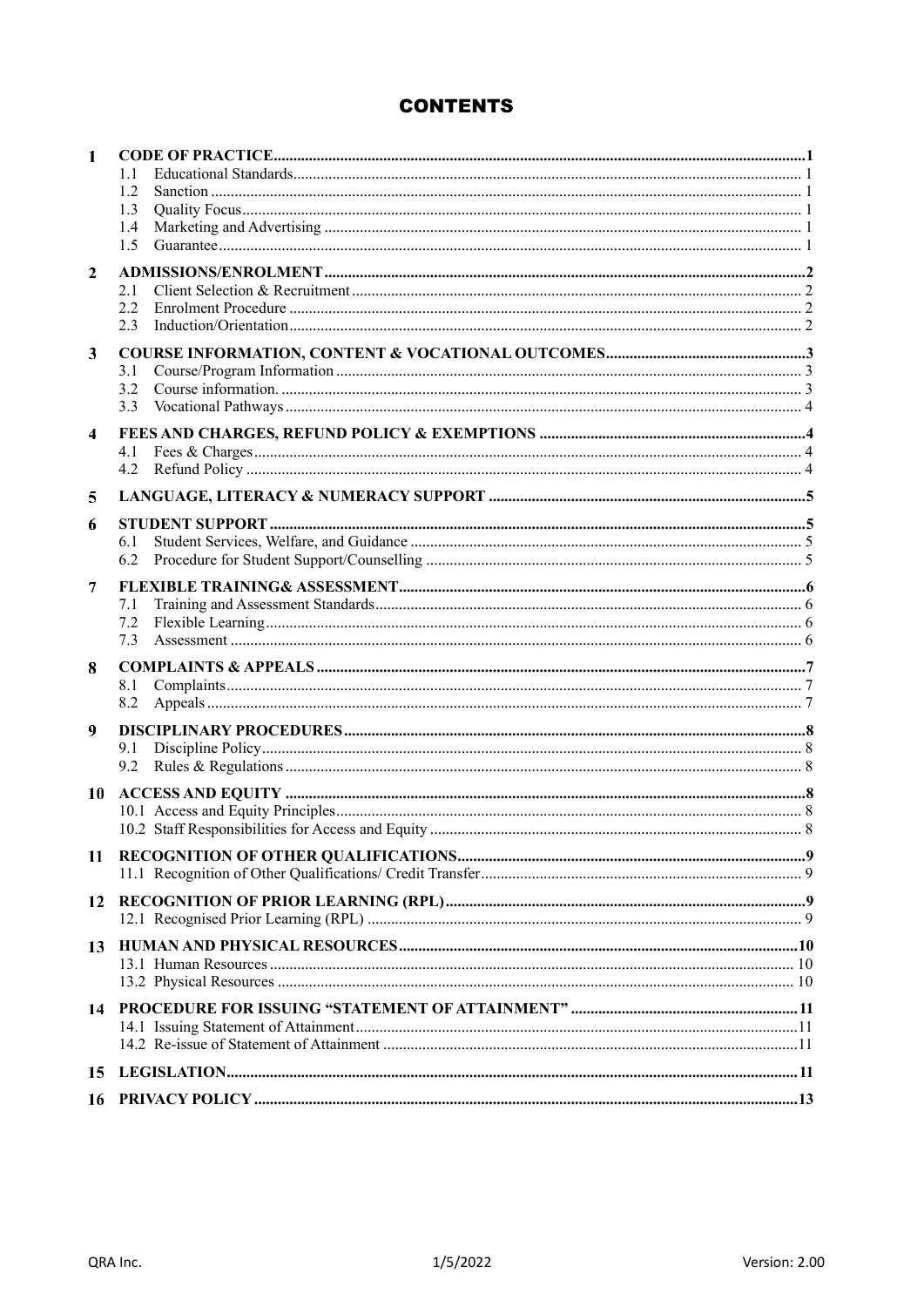# CONTENTS

**1 CODE OF PRACTICE** .......... **1**
- 1.1 Educational Standards .......... 1
- 1.2 Sanction .......... 1
- 1.3 Quality Focus .......... 1
- 1.4 Marketing and Advertising .......... 1
- 1.5 Guarantee .......... 1

**2 ADMISSIONS/ENROLMENT** .......... **2**
- 2.1 Client Selection & Recruitment .......... 2
- 2.2 Enrolment Procedure .......... 2
- 2.3 Induction/Orientation .......... 2

**3 COURSE INFORMATION, CONTENT & VOCATIONAL OUTCOMES** .......... **3**
- 3.1 Course/Program Information .......... 3
- 3.2 Course information. .......... 3
- 3.3 Vocational Pathways .......... 4

**4 FEES AND CHARGES, REFUND POLICY & EXEMPTIONS** .......... **4**
- 4.1 Fees & Charges .......... 4
- 4.2 Refund Policy .......... 4

**5 LANGUAGE, LITERACY & NUMERACY SUPPORT** .......... **5**

**6 STUDENT SUPPORT** .......... **5**
- 6.1 Student Services, Welfare, and Guidance .......... 5
- 6.2 Procedure for Student Support/Counselling .......... 5

**7 FLEXIBLE TRAINING& ASSESSMENT** .......... **6**
- 7.1 Training and Assessment Standards .......... 6
- 7.2 Flexible Learning .......... 6
- 7.3 Assessment .......... 6

**8 COMPLAINTS & APPEALS** .......... **7**
- 8.1 Complaints .......... 7
- 8.2 Appeals .......... 7

**9 DISCIPLINARY PROCEDURES** .......... **8**
- 9.1 Discipline Policy .......... 8
- 9.2 Rules & Regulations .......... 8

**10 ACCESS AND EQUITY** .......... **8**
- 10.1 Access and Equity Principles .......... 8
- 10.2 Staff Responsibilities for Access and Equity .......... 8

**11 RECOGNITION OF OTHER QUALIFICATIONS** .......... **9**
- 11.1 Recognition of Other Qualifications/ Credit Transfer .......... 9

**12 RECOGNITION OF PRIOR LEARNING (RPL)** .......... **9**
- 12.1 Recognised Prior Learning (RPL) .......... 9

**13 HUMAN AND PHYSICAL RESOURCES** .......... **10**
- 13.1 Human Resources .......... 10
- 13.2 Physical Resources .......... 10

**14 PROCEDURE FOR ISSUING "STATEMENT OF ATTAINMENT"** .......... **11**
- 14.1 Issuing Statement of Attainment .......... 11
- 14.2 Re-issue of Statement of Attainment .......... 11

**15 LEGISLATION** .......... **11**

**16 PRIVACY POLICY** .......... **13**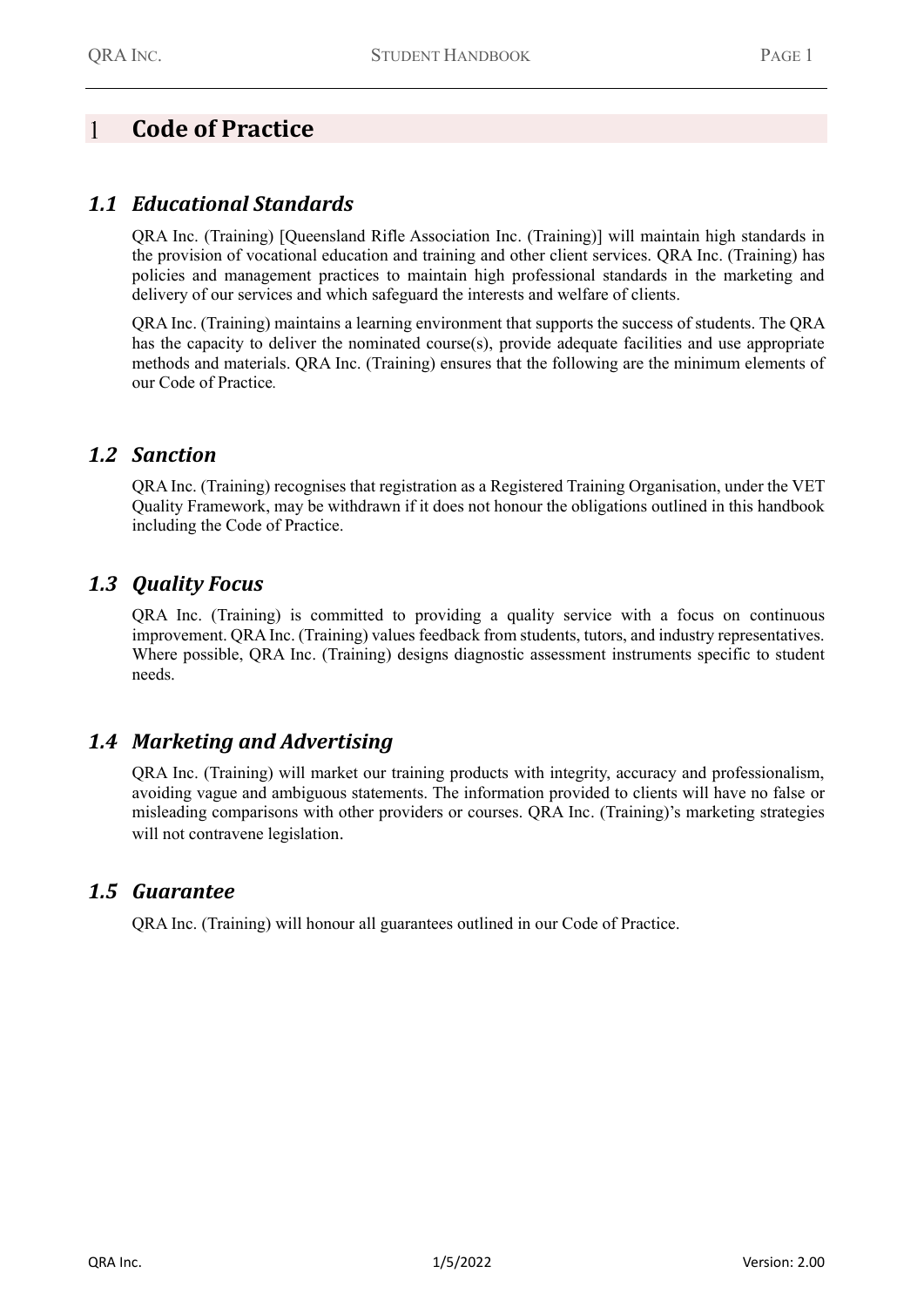# 1 Code of Practice

## 1.1 Educational Standards

QRA Inc. (Training) [Queensland Rifle Association Inc. (Training)] will maintain high standards in the provision of vocational education and training and other client services. QRA Inc. (Training) has policies and management practices to maintain high professional standards in the marketing and delivery of our services and which safeguard the interests and welfare of clients.

QRA Inc. (Training) maintains a learning environment that supports the success of students. The QRA has the capacity to deliver the nominated course(s), provide adequate facilities and use appropriate methods and materials. QRA Inc. (Training) ensures that the following are the minimum elements of our Code of Practice.

## 1.2 Sanction

QRA Inc. (Training) recognises that registration as a Registered Training Organisation, under the VET Quality Framework, may be withdrawn if it does not honour the obligations outlined in this handbook including the Code of Practice.

## 1.3 Quality Focus

QRA Inc. (Training) is committed to providing a quality service with a focus on continuous improvement. QRA Inc. (Training) values feedback from students, tutors, and industry representatives. Where possible, QRA Inc. (Training) designs diagnostic assessment instruments specific to student needs.

## 1.4 Marketing and Advertising

QRA Inc. (Training) will market our training products with integrity, accuracy and professionalism, avoiding vague and ambiguous statements. The information provided to clients will have no false or misleading comparisons with other providers or courses. QRA Inc. (Training)'s marketing strategies will not contravene legislation.

## 1.5 Guarantee

QRA Inc. (Training) will honour all guarantees outlined in our Code of Practice.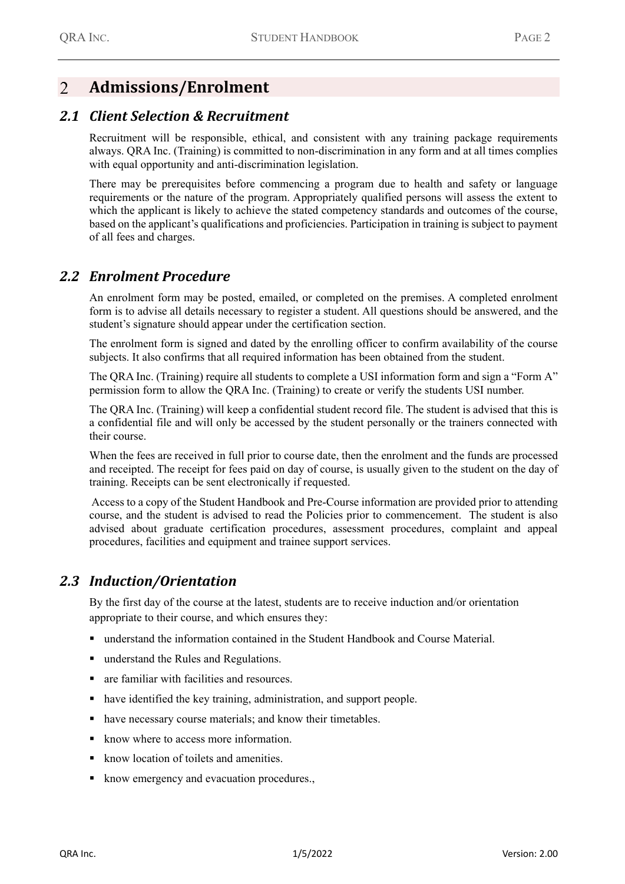# 2 Admissions/Enrolment

## 2.1 *Client Selection & Recruitment*

Recruitment will be responsible, ethical, and consistent with any training package requirements always. QRA Inc. (Training) is committed to non-discrimination in any form and at all times complies with equal opportunity and anti-discrimination legislation.

There may be prerequisites before commencing a program due to health and safety or language requirements or the nature of the program. Appropriately qualified persons will assess the extent to which the applicant is likely to achieve the stated competency standards and outcomes of the course, based on the applicant's qualifications and proficiencies. Participation in training is subject to payment of all fees and charges.

## 2.2 *Enrolment Procedure*

An enrolment form may be posted, emailed, or completed on the premises. A completed enrolment form is to advise all details necessary to register a student. All questions should be answered, and the student's signature should appear under the certification section.

The enrolment form is signed and dated by the enrolling officer to confirm availability of the course subjects. It also confirms that all required information has been obtained from the student.

The QRA Inc. (Training) require all students to complete a USI information form and sign a "Form A" permission form to allow the QRA Inc. (Training) to create or verify the students USI number.

The QRA Inc. (Training) will keep a confidential student record file. The student is advised that this is a confidential file and will only be accessed by the student personally or the trainers connected with their course.

When the fees are received in full prior to course date, then the enrolment and the funds are processed and receipted. The receipt for fees paid on day of course, is usually given to the student on the day of training. Receipts can be sent electronically if requested.

Access to a copy of the Student Handbook and Pre-Course information are provided prior to attending course, and the student is advised to read the Policies prior to commencement. The student is also advised about graduate certification procedures, assessment procedures, complaint and appeal procedures, facilities and equipment and trainee support services.

## 2.3 *Induction/Orientation*

By the first day of the course at the latest, students are to receive induction and/or orientation appropriate to their course, and which ensures they:

- understand the information contained in the Student Handbook and Course Material.
- understand the Rules and Regulations.
- are familiar with facilities and resources.
- have identified the key training, administration, and support people.
- have necessary course materials; and know their timetables.
- know where to access more information.
- know location of toilets and amenities.
- know emergency and evacuation procedures.,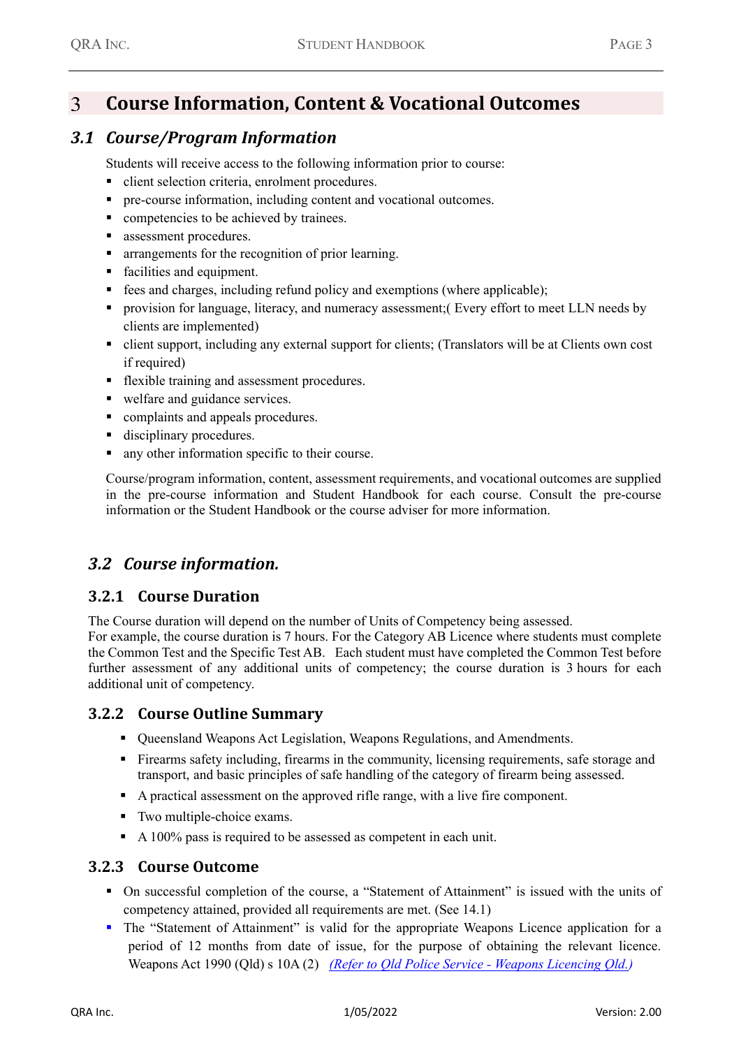# 3 Course Information, Content & Vocational Outcomes

## 3.1 *Course/Program Information*

Students will receive access to the following information prior to course:

- client selection criteria, enrolment procedures.
- pre-course information, including content and vocational outcomes.
- competencies to be achieved by trainees.
- assessment procedures.
- arrangements for the recognition of prior learning.
- facilities and equipment.
- fees and charges, including refund policy and exemptions (where applicable);
- provision for language, literacy, and numeracy assessment;( Every effort to meet LLN needs by clients are implemented)
- client support, including any external support for clients; (Translators will be at Clients own cost if required)
- flexible training and assessment procedures.
- welfare and guidance services.
- complaints and appeals procedures.
- disciplinary procedures.
- any other information specific to their course.

Course/program information, content, assessment requirements, and vocational outcomes are supplied in the pre-course information and Student Handbook for each course. Consult the pre-course information or the Student Handbook or the course adviser for more information.

## 3.2 *Course information.*

### 3.2.1 Course Duration

The Course duration will depend on the number of Units of Competency being assessed.
For example, the course duration is 7 hours. For the Category AB Licence where students must complete the Common Test and the Specific Test AB. Each student must have completed the Common Test before further assessment of any additional units of competency; the course duration is 3 hours for each additional unit of competency.

### 3.2.2 Course Outline Summary

- Queensland Weapons Act Legislation, Weapons Regulations, and Amendments.
- Firearms safety including, firearms in the community, licensing requirements, safe storage and transport, and basic principles of safe handling of the category of firearm being assessed.
- A practical assessment on the approved rifle range, with a live fire component.
- Two multiple-choice exams.
- A 100% pass is required to be assessed as competent in each unit.

### 3.2.3 Course Outcome

- On successful completion of the course, a "Statement of Attainment" is issued with the units of competency attained, provided all requirements are met. (See 14.1)
- The "Statement of Attainment" is valid for the appropriate Weapons Licence application for a period of 12 months from date of issue, for the purpose of obtaining the relevant licence. Weapons Act 1990 (Qld) s 10A (2) *(Refer to Qld Police Service - Weapons Licencing Qld.)*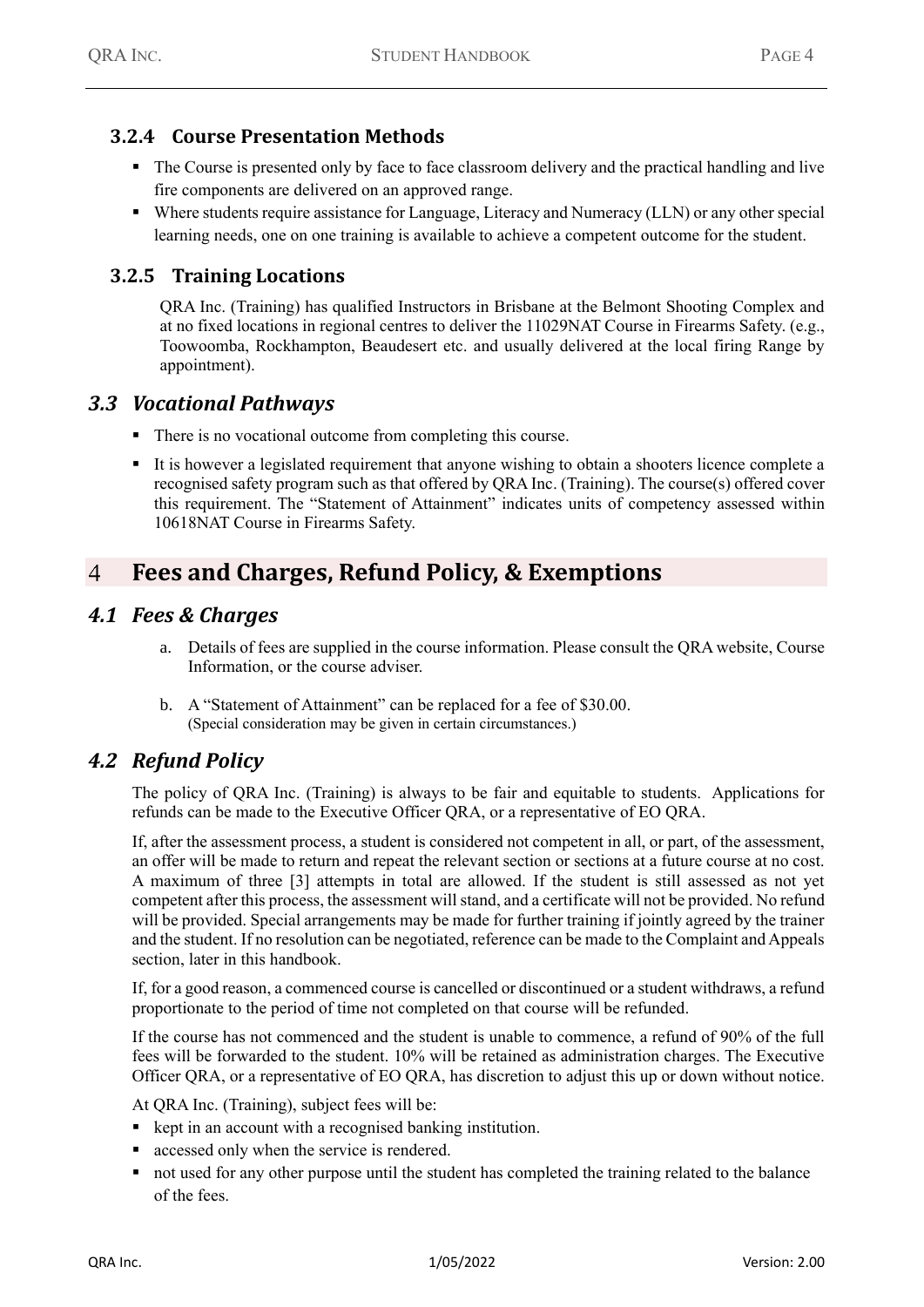### 3.2.4 Course Presentation Methods

- The Course is presented only by face to face classroom delivery and the practical handling and live fire components are delivered on an approved range.
- Where students require assistance for Language, Literacy and Numeracy (LLN) or any other special learning needs, one on one training is available to achieve a competent outcome for the student.

### 3.2.5 Training Locations

QRA Inc. (Training) has qualified Instructors in Brisbane at the Belmont Shooting Complex and at no fixed locations in regional centres to deliver the 11029NAT Course in Firearms Safety. (e.g., Toowoomba, Rockhampton, Beaudesert etc. and usually delivered at the local firing Range by appointment).

## *3.3 Vocational Pathways*

- There is no vocational outcome from completing this course.
- It is however a legislated requirement that anyone wishing to obtain a shooters licence complete a recognised safety program such as that offered by QRA Inc. (Training). The course(s) offered cover this requirement. The "Statement of Attainment" indicates units of competency assessed within 10618NAT Course in Firearms Safety.

# 4 Fees and Charges, Refund Policy, & Exemptions

## *4.1 Fees & Charges*

a. Details of fees are supplied in the course information. Please consult the QRA website, Course Information, or the course adviser.

b. A "Statement of Attainment" can be replaced for a fee of $30.00.
(Special consideration may be given in certain circumstances.)

## *4.2 Refund Policy*

The policy of QRA Inc. (Training) is always to be fair and equitable to students. Applications for refunds can be made to the Executive Officer QRA, or a representative of EO QRA.

If, after the assessment process, a student is considered not competent in all, or part, of the assessment, an offer will be made to return and repeat the relevant section or sections at a future course at no cost. A maximum of three [3] attempts in total are allowed. If the student is still assessed as not yet competent after this process, the assessment will stand, and a certificate will not be provided. No refund will be provided. Special arrangements may be made for further training if jointly agreed by the trainer and the student. If no resolution can be negotiated, reference can be made to the Complaint and Appeals section, later in this handbook.

If, for a good reason, a commenced course is cancelled or discontinued or a student withdraws, a refund proportionate to the period of time not completed on that course will be refunded.

If the course has not commenced and the student is unable to commence, a refund of 90% of the full fees will be forwarded to the student. 10% will be retained as administration charges. The Executive Officer QRA, or a representative of EO QRA, has discretion to adjust this up or down without notice.

At QRA Inc. (Training), subject fees will be:

- kept in an account with a recognised banking institution.
- accessed only when the service is rendered.
- not used for any other purpose until the student has completed the training related to the balance of the fees.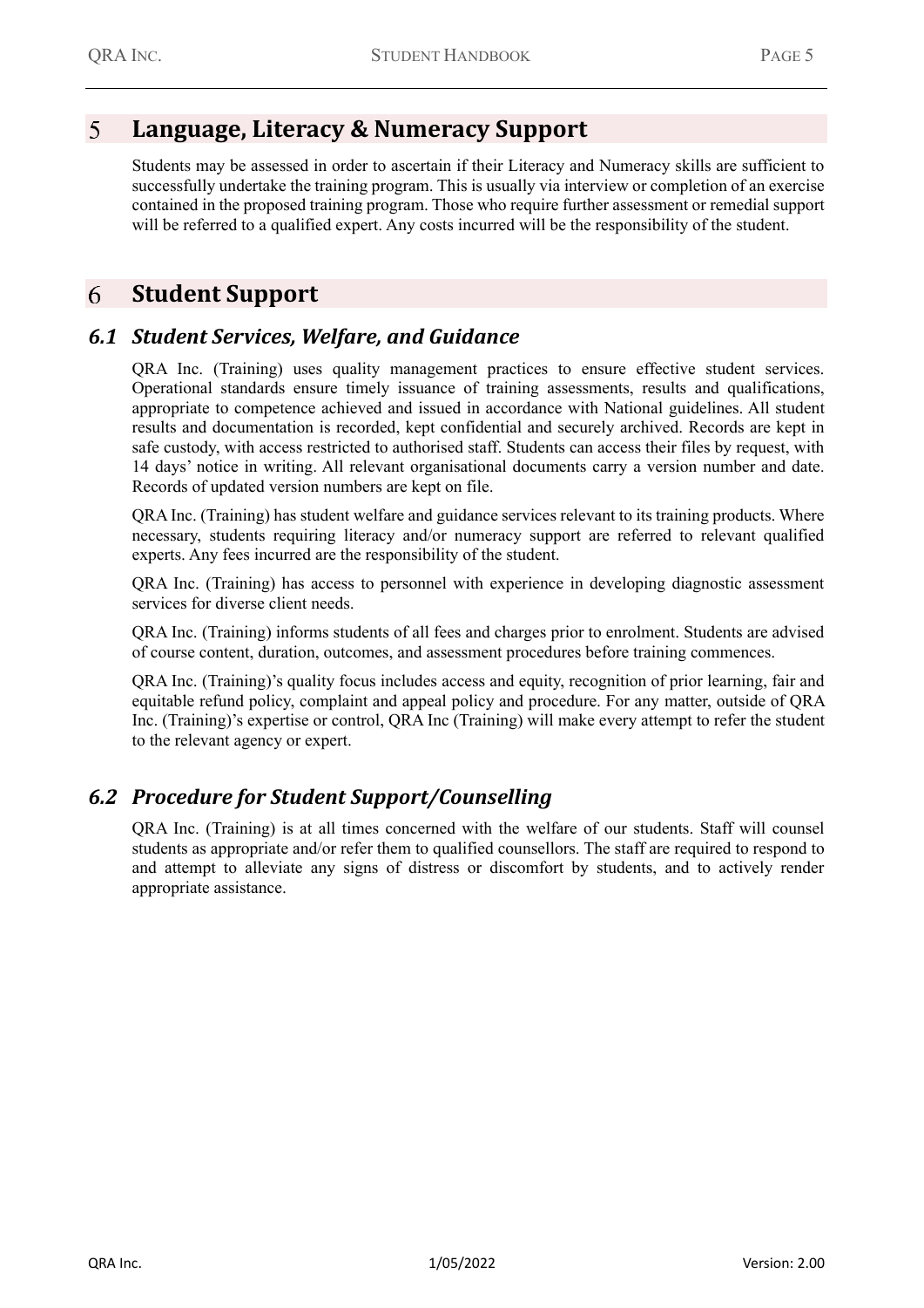# 5 Language, Literacy & Numeracy Support

Students may be assessed in order to ascertain if their Literacy and Numeracy skills are sufficient to successfully undertake the training program. This is usually via interview or completion of an exercise contained in the proposed training program. Those who require further assessment or remedial support will be referred to a qualified expert. Any costs incurred will be the responsibility of the student.

# 6 Student Support

## 6.1 Student Services, Welfare, and Guidance

QRA Inc. (Training) uses quality management practices to ensure effective student services. Operational standards ensure timely issuance of training assessments, results and qualifications, appropriate to competence achieved and issued in accordance with National guidelines. All student results and documentation is recorded, kept confidential and securely archived. Records are kept in safe custody, with access restricted to authorised staff. Students can access their files by request, with 14 days' notice in writing. All relevant organisational documents carry a version number and date. Records of updated version numbers are kept on file.

QRA Inc. (Training) has student welfare and guidance services relevant to its training products. Where necessary, students requiring literacy and/or numeracy support are referred to relevant qualified experts. Any fees incurred are the responsibility of the student.

QRA Inc. (Training) has access to personnel with experience in developing diagnostic assessment services for diverse client needs.

QRA Inc. (Training) informs students of all fees and charges prior to enrolment. Students are advised of course content, duration, outcomes, and assessment procedures before training commences.

QRA Inc. (Training)'s quality focus includes access and equity, recognition of prior learning, fair and equitable refund policy, complaint and appeal policy and procedure. For any matter, outside of QRA Inc. (Training)'s expertise or control, QRA Inc (Training) will make every attempt to refer the student to the relevant agency or expert.

## 6.2 Procedure for Student Support/Counselling

QRA Inc. (Training) is at all times concerned with the welfare of our students. Staff will counsel students as appropriate and/or refer them to qualified counsellors. The staff are required to respond to and attempt to alleviate any signs of distress or discomfort by students, and to actively render appropriate assistance.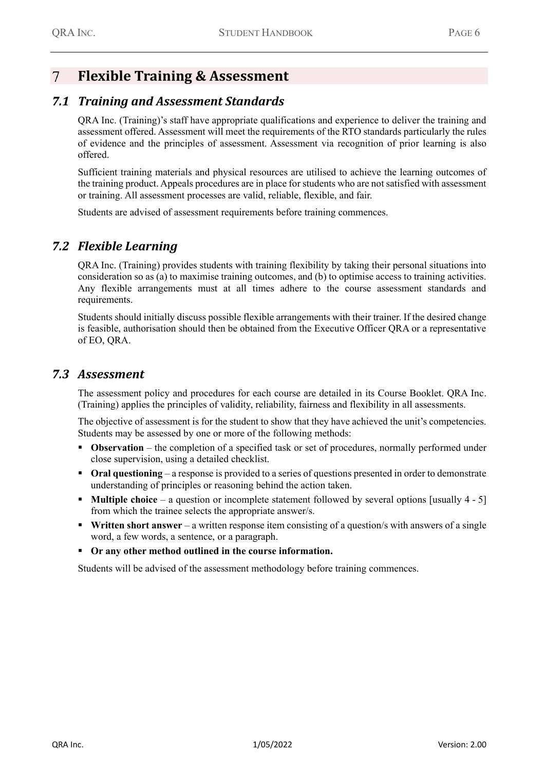# 7 Flexible Training & Assessment

## *7.1 Training and Assessment Standards*

QRA Inc. (Training)'s staff have appropriate qualifications and experience to deliver the training and assessment offered. Assessment will meet the requirements of the RTO standards particularly the rules of evidence and the principles of assessment. Assessment via recognition of prior learning is also offered.

Sufficient training materials and physical resources are utilised to achieve the learning outcomes of the training product. Appeals procedures are in place for students who are not satisfied with assessment or training. All assessment processes are valid, reliable, flexible, and fair.

Students are advised of assessment requirements before training commences.

## *7.2 Flexible Learning*

QRA Inc. (Training) provides students with training flexibility by taking their personal situations into consideration so as (a) to maximise training outcomes, and (b) to optimise access to training activities. Any flexible arrangements must at all times adhere to the course assessment standards and requirements.

Students should initially discuss possible flexible arrangements with their trainer. If the desired change is feasible, authorisation should then be obtained from the Executive Officer QRA or a representative of EO, QRA.

## *7.3 Assessment*

The assessment policy and procedures for each course are detailed in its Course Booklet. QRA Inc. (Training) applies the principles of validity, reliability, fairness and flexibility in all assessments.

The objective of assessment is for the student to show that they have achieved the unit's competencies. Students may be assessed by one or more of the following methods:

- **Observation** – the completion of a specified task or set of procedures, normally performed under close supervision, using a detailed checklist.
- **Oral questioning** – a response is provided to a series of questions presented in order to demonstrate understanding of principles or reasoning behind the action taken.
- **Multiple choice** – a question or incomplete statement followed by several options [usually 4 - 5] from which the trainee selects the appropriate answer/s.
- **Written short answer** – a written response item consisting of a question/s with answers of a single word, a few words, a sentence, or a paragraph.
- **Or any other method outlined in the course information.**

Students will be advised of the assessment methodology before training commences.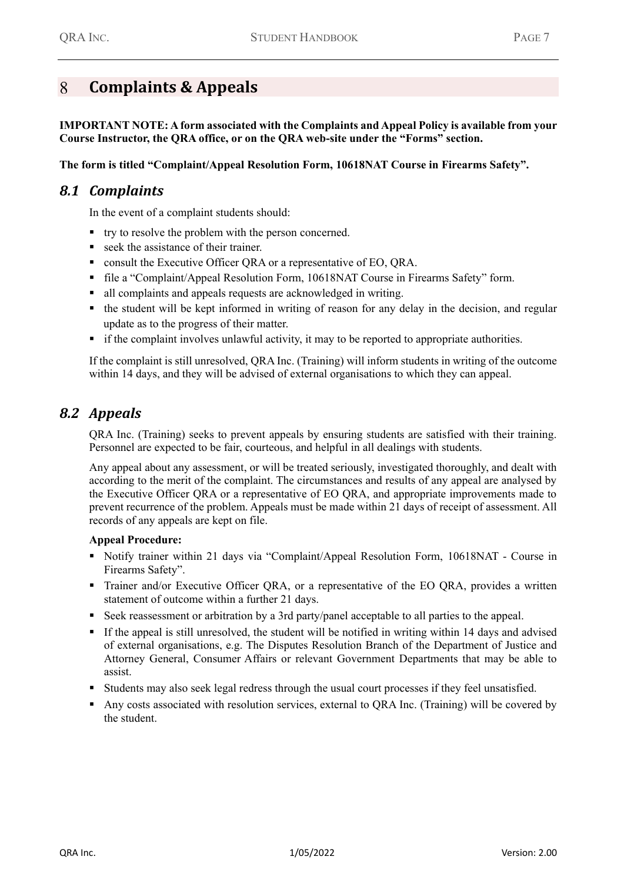# 8 Complaints & Appeals

**IMPORTANT NOTE: A form associated with the Complaints and Appeal Policy is available from your Course Instructor, the QRA office, or on the QRA web-site under the "Forms" section.**

**The form is titled "Complaint/Appeal Resolution Form, 10618NAT Course in Firearms Safety".**

## *8.1 Complaints*

In the event of a complaint students should:

- try to resolve the problem with the person concerned.
- seek the assistance of their trainer.
- consult the Executive Officer QRA or a representative of EO, QRA.
- file a "Complaint/Appeal Resolution Form, 10618NAT Course in Firearms Safety" form.
- all complaints and appeals requests are acknowledged in writing.
- the student will be kept informed in writing of reason for any delay in the decision, and regular update as to the progress of their matter.
- if the complaint involves unlawful activity, it may to be reported to appropriate authorities.

If the complaint is still unresolved, QRA Inc. (Training) will inform students in writing of the outcome within 14 days, and they will be advised of external organisations to which they can appeal.

## *8.2 Appeals*

QRA Inc. (Training) seeks to prevent appeals by ensuring students are satisfied with their training. Personnel are expected to be fair, courteous, and helpful in all dealings with students.

Any appeal about any assessment, or will be treated seriously, investigated thoroughly, and dealt with according to the merit of the complaint. The circumstances and results of any appeal are analysed by the Executive Officer QRA or a representative of EO QRA, and appropriate improvements made to prevent recurrence of the problem. Appeals must be made within 21 days of receipt of assessment. All records of any appeals are kept on file.

**Appeal Procedure:**

- Notify trainer within 21 days via "Complaint/Appeal Resolution Form, 10618NAT - Course in Firearms Safety".
- Trainer and/or Executive Officer QRA, or a representative of the EO QRA, provides a written statement of outcome within a further 21 days.
- Seek reassessment or arbitration by a 3rd party/panel acceptable to all parties to the appeal.
- If the appeal is still unresolved, the student will be notified in writing within 14 days and advised of external organisations, e.g. The Disputes Resolution Branch of the Department of Justice and Attorney General, Consumer Affairs or relevant Government Departments that may be able to assist.
- Students may also seek legal redress through the usual court processes if they feel unsatisfied.
- Any costs associated with resolution services, external to QRA Inc. (Training) will be covered by the student.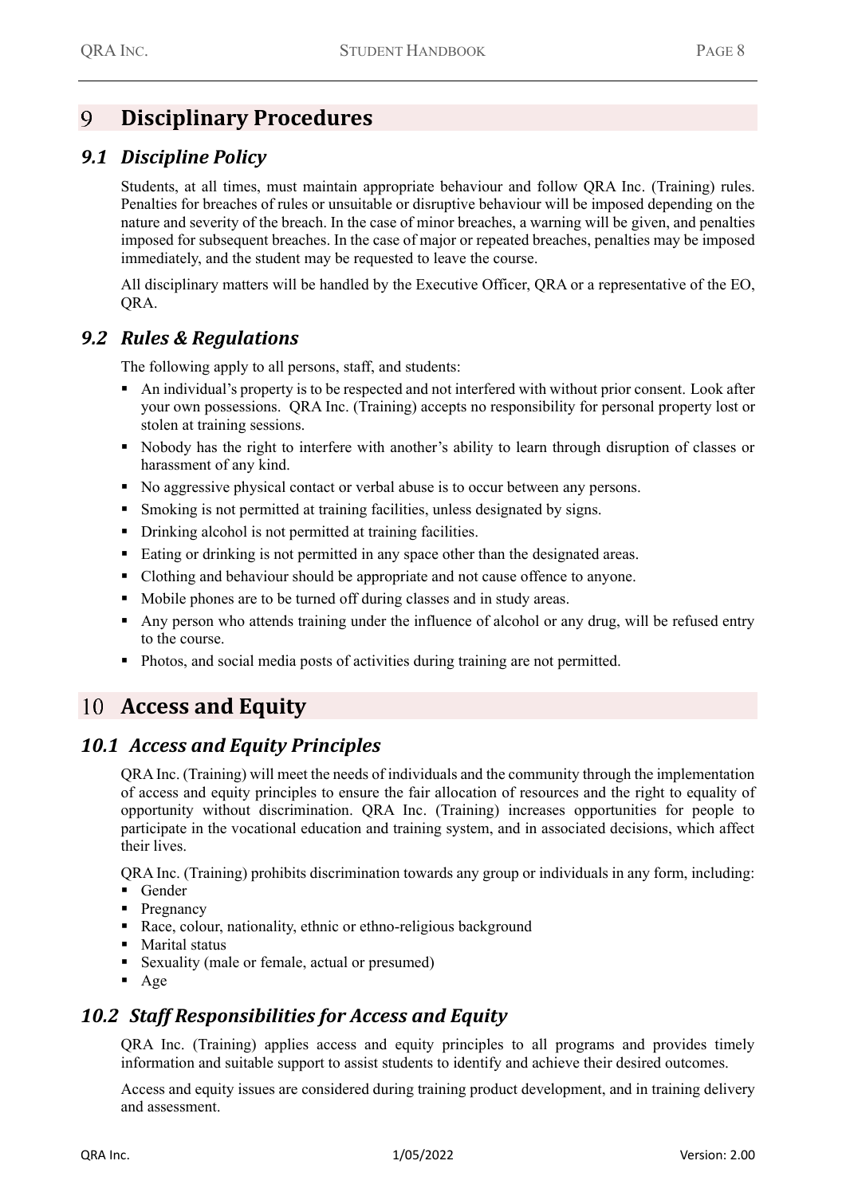# 9 Disciplinary Procedures

## 9.1 Discipline Policy

Students, at all times, must maintain appropriate behaviour and follow QRA Inc. (Training) rules. Penalties for breaches of rules or unsuitable or disruptive behaviour will be imposed depending on the nature and severity of the breach. In the case of minor breaches, a warning will be given, and penalties imposed for subsequent breaches. In the case of major or repeated breaches, penalties may be imposed immediately, and the student may be requested to leave the course.

All disciplinary matters will be handled by the Executive Officer, QRA or a representative of the EO, QRA.

## 9.2 Rules & Regulations

The following apply to all persons, staff, and students:

- An individual's property is to be respected and not interfered with without prior consent. Look after your own possessions. QRA Inc. (Training) accepts no responsibility for personal property lost or stolen at training sessions.
- Nobody has the right to interfere with another's ability to learn through disruption of classes or harassment of any kind.
- No aggressive physical contact or verbal abuse is to occur between any persons.
- Smoking is not permitted at training facilities, unless designated by signs.
- Drinking alcohol is not permitted at training facilities.
- Eating or drinking is not permitted in any space other than the designated areas.
- Clothing and behaviour should be appropriate and not cause offence to anyone.
- Mobile phones are to be turned off during classes and in study areas.
- Any person who attends training under the influence of alcohol or any drug, will be refused entry to the course.
- Photos, and social media posts of activities during training are not permitted.

# 10 Access and Equity

## 10.1 Access and Equity Principles

QRA Inc. (Training) will meet the needs of individuals and the community through the implementation of access and equity principles to ensure the fair allocation of resources and the right to equality of opportunity without discrimination. QRA Inc. (Training) increases opportunities for people to participate in the vocational education and training system, and in associated decisions, which affect their lives.

QRA Inc. (Training) prohibits discrimination towards any group or individuals in any form, including:

- Gender
- Pregnancy
- Race, colour, nationality, ethnic or ethno-religious background
- Marital status
- Sexuality (male or female, actual or presumed)
- Age

## 10.2 Staff Responsibilities for Access and Equity

QRA Inc. (Training) applies access and equity principles to all programs and provides timely information and suitable support to assist students to identify and achieve their desired outcomes.

Access and equity issues are considered during training product development, and in training delivery and assessment.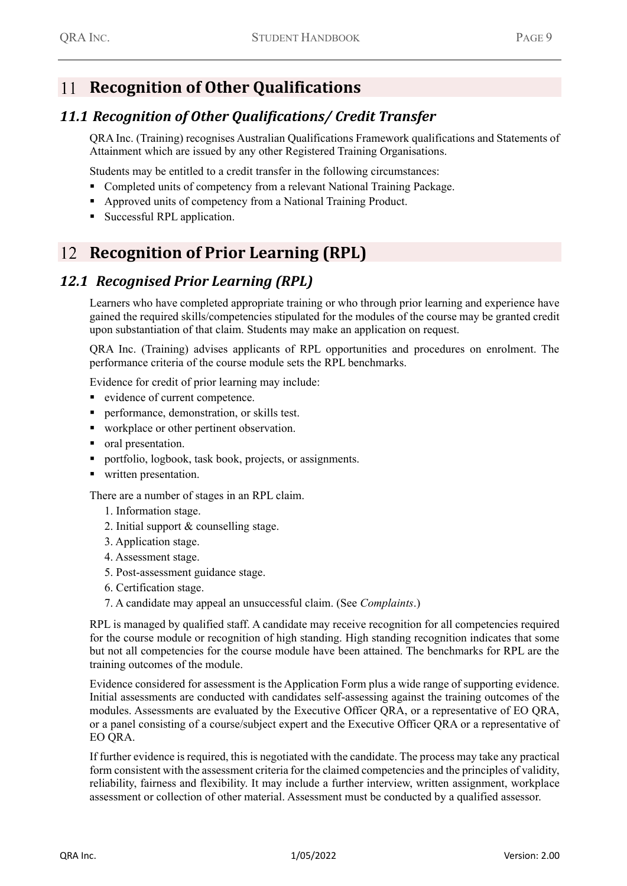# 11 Recognition of Other Qualifications

## 11.1 Recognition of Other Qualifications/ Credit Transfer

QRA Inc. (Training) recognises Australian Qualifications Framework qualifications and Statements of Attainment which are issued by any other Registered Training Organisations.

Students may be entitled to a credit transfer in the following circumstances:

- Completed units of competency from a relevant National Training Package.
- Approved units of competency from a National Training Product.
- Successful RPL application.

# 12 Recognition of Prior Learning (RPL)

## 12.1 Recognised Prior Learning (RPL)

Learners who have completed appropriate training or who through prior learning and experience have gained the required skills/competencies stipulated for the modules of the course may be granted credit upon substantiation of that claim. Students may make an application on request.

QRA Inc. (Training) advises applicants of RPL opportunities and procedures on enrolment. The performance criteria of the course module sets the RPL benchmarks.

Evidence for credit of prior learning may include:

- evidence of current competence.
- performance, demonstration, or skills test.
- workplace or other pertinent observation.
- oral presentation.
- portfolio, logbook, task book, projects, or assignments.
- written presentation.

There are a number of stages in an RPL claim.

1. Information stage.
2. Initial support & counselling stage.
3. Application stage.
4. Assessment stage.
5. Post-assessment guidance stage.
6. Certification stage.
7. A candidate may appeal an unsuccessful claim. (See *Complaints*.)

RPL is managed by qualified staff. A candidate may receive recognition for all competencies required for the course module or recognition of high standing. High standing recognition indicates that some but not all competencies for the course module have been attained. The benchmarks for RPL are the training outcomes of the module.

Evidence considered for assessment is the Application Form plus a wide range of supporting evidence. Initial assessments are conducted with candidates self-assessing against the training outcomes of the modules. Assessments are evaluated by the Executive Officer QRA, or a representative of EO QRA, or a panel consisting of a course/subject expert and the Executive Officer QRA or a representative of EO QRA.

If further evidence is required, this is negotiated with the candidate. The process may take any practical form consistent with the assessment criteria for the claimed competencies and the principles of validity, reliability, fairness and flexibility. It may include a further interview, written assignment, workplace assessment or collection of other material. Assessment must be conducted by a qualified assessor.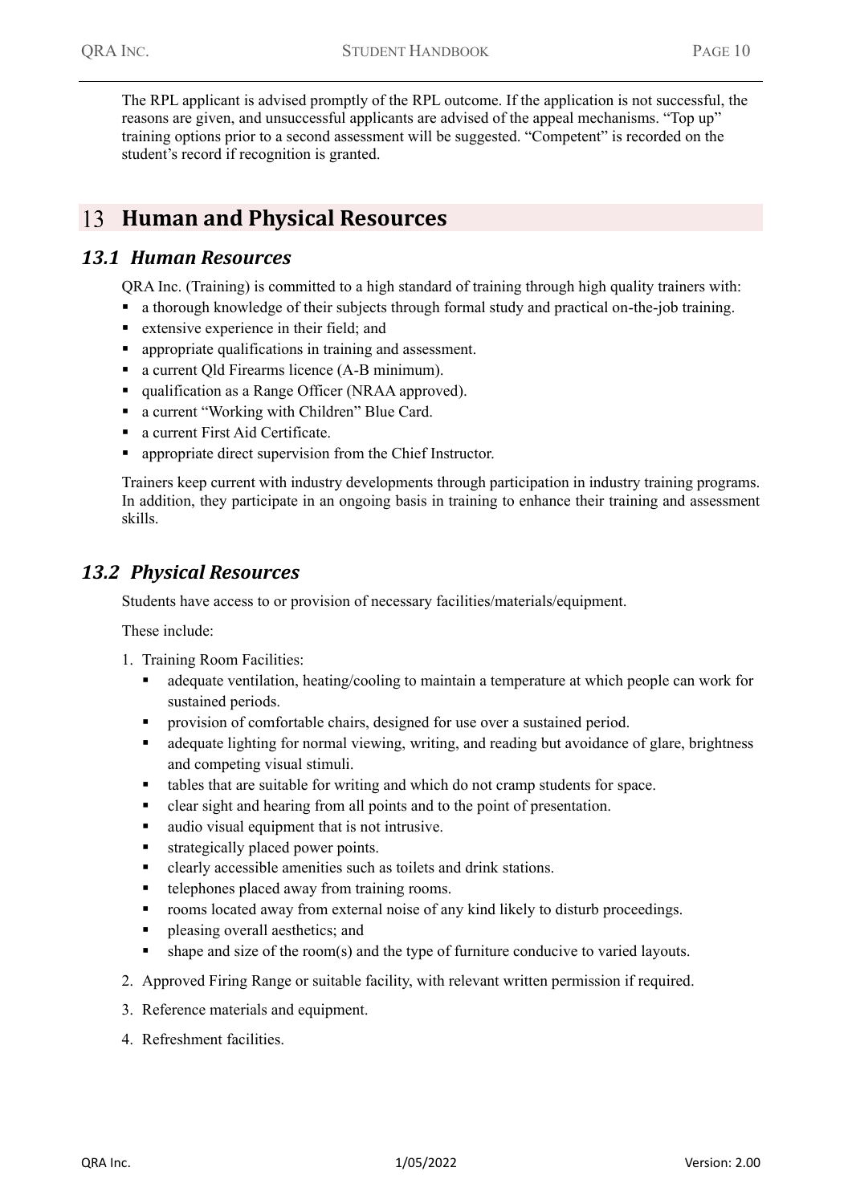The RPL applicant is advised promptly of the RPL outcome. If the application is not successful, the reasons are given, and unsuccessful applicants are advised of the appeal mechanisms. "Top up" training options prior to a second assessment will be suggested. "Competent" is recorded on the student's record if recognition is granted.

# 13 Human and Physical Resources

## *13.1 Human Resources*

QRA Inc. (Training) is committed to a high standard of training through high quality trainers with:

- a thorough knowledge of their subjects through formal study and practical on-the-job training.
- extensive experience in their field; and
- appropriate qualifications in training and assessment.
- a current Qld Firearms licence (A-B minimum).
- qualification as a Range Officer (NRAA approved).
- a current "Working with Children" Blue Card.
- a current First Aid Certificate.
- appropriate direct supervision from the Chief Instructor.

Trainers keep current with industry developments through participation in industry training programs. In addition, they participate in an ongoing basis in training to enhance their training and assessment skills.

## *13.2 Physical Resources*

Students have access to or provision of necessary facilities/materials/equipment.

These include:

1. Training Room Facilities:
   - adequate ventilation, heating/cooling to maintain a temperature at which people can work for sustained periods.
   - provision of comfortable chairs, designed for use over a sustained period.
   - adequate lighting for normal viewing, writing, and reading but avoidance of glare, brightness and competing visual stimuli.
   - tables that are suitable for writing and which do not cramp students for space.
   - clear sight and hearing from all points and to the point of presentation.
   - audio visual equipment that is not intrusive.
   - strategically placed power points.
   - clearly accessible amenities such as toilets and drink stations.
   - telephones placed away from training rooms.
   - rooms located away from external noise of any kind likely to disturb proceedings.
   - pleasing overall aesthetics; and
   - shape and size of the room(s) and the type of furniture conducive to varied layouts.
2. Approved Firing Range or suitable facility, with relevant written permission if required.
3. Reference materials and equipment.
4. Refreshment facilities.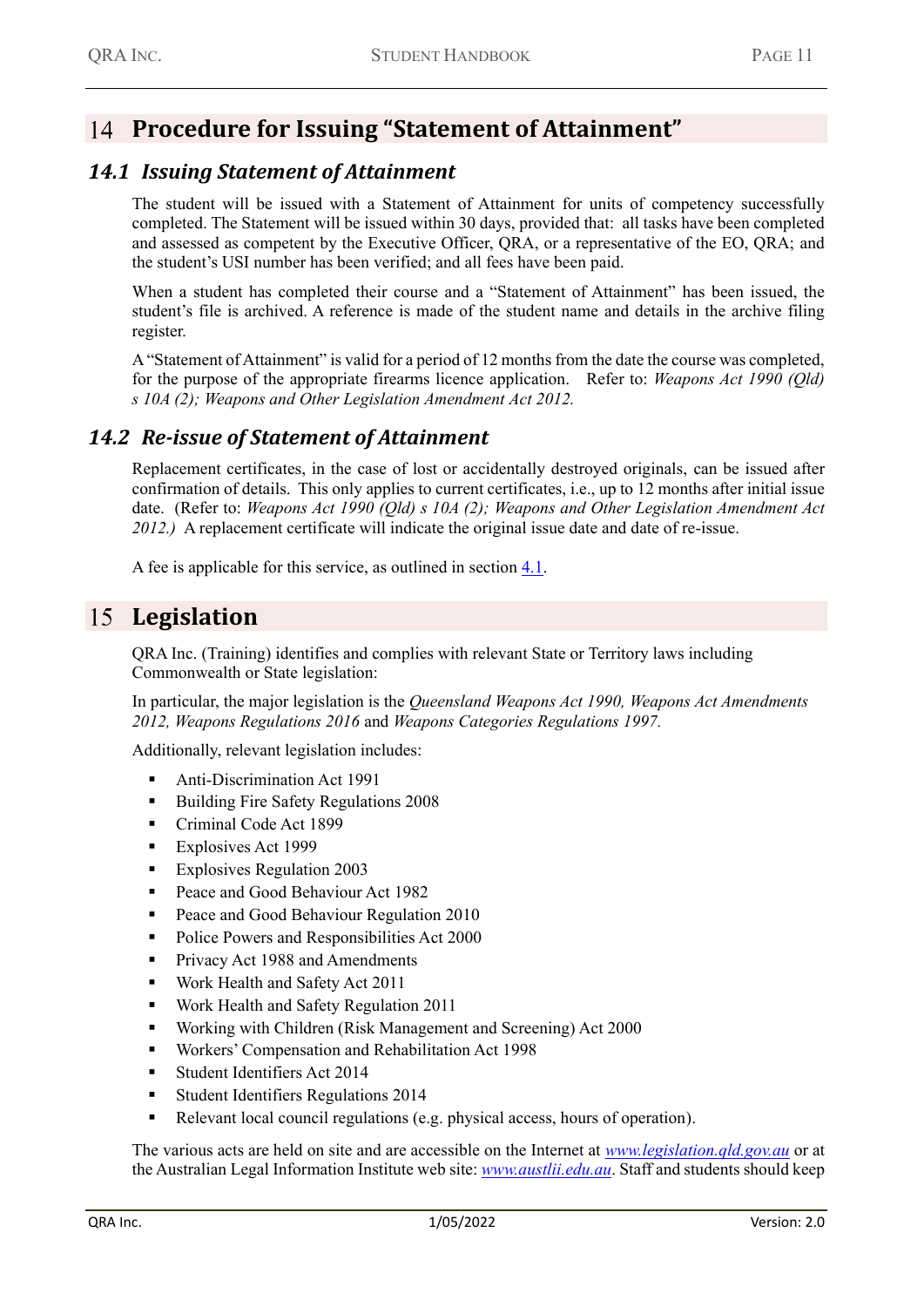# 14 Procedure for Issuing "Statement of Attainment"

## 14.1 Issuing Statement of Attainment

The student will be issued with a Statement of Attainment for units of competency successfully completed. The Statement will be issued within 30 days, provided that: all tasks have been completed and assessed as competent by the Executive Officer, QRA, or a representative of the EO, QRA; and the student's USI number has been verified; and all fees have been paid.

When a student has completed their course and a "Statement of Attainment" has been issued, the student's file is archived. A reference is made of the student name and details in the archive filing register.

A "Statement of Attainment" is valid for a period of 12 months from the date the course was completed, for the purpose of the appropriate firearms licence application. Refer to: *Weapons Act 1990 (Qld) s 10A (2); Weapons and Other Legislation Amendment Act 2012.*

## 14.2 Re-issue of Statement of Attainment

Replacement certificates, in the case of lost or accidentally destroyed originals, can be issued after confirmation of details. This only applies to current certificates, i.e., up to 12 months after initial issue date. (Refer to: *Weapons Act 1990 (Qld) s 10A (2); Weapons and Other Legislation Amendment Act 2012.)* A replacement certificate will indicate the original issue date and date of re-issue.

A fee is applicable for this service, as outlined in section 4.1.

# 15 Legislation

QRA Inc. (Training) identifies and complies with relevant State or Territory laws including Commonwealth or State legislation:

In particular, the major legislation is the *Queensland Weapons Act 1990, Weapons Act Amendments 2012, Weapons Regulations 2016* and *Weapons Categories Regulations 1997.*

Additionally, relevant legislation includes:

- Anti-Discrimination Act 1991
- Building Fire Safety Regulations 2008
- Criminal Code Act 1899
- Explosives Act 1999
- Explosives Regulation 2003
- Peace and Good Behaviour Act 1982
- Peace and Good Behaviour Regulation 2010
- Police Powers and Responsibilities Act 2000
- Privacy Act 1988 and Amendments
- Work Health and Safety Act 2011
- Work Health and Safety Regulation 2011
- Working with Children (Risk Management and Screening) Act 2000
- Workers' Compensation and Rehabilitation Act 1998
- Student Identifiers Act 2014
- Student Identifiers Regulations 2014
- Relevant local council regulations (e.g. physical access, hours of operation).

The various acts are held on site and are accessible on the Internet at *www.legislation.qld.gov.au* or at the Australian Legal Information Institute web site: *www.austlii.edu.au*. Staff and students should keep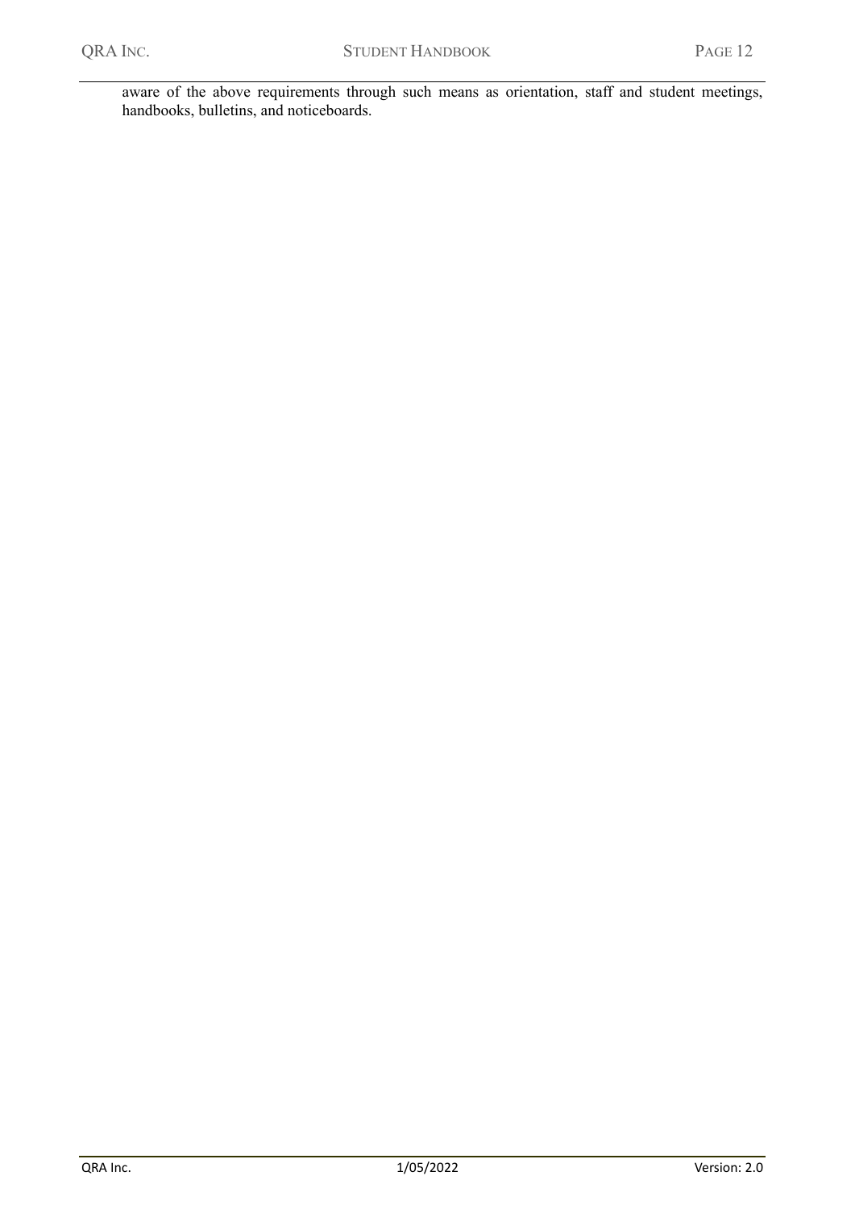aware of the above requirements through such means as orientation, staff and student meetings, handbooks, bulletins, and noticeboards.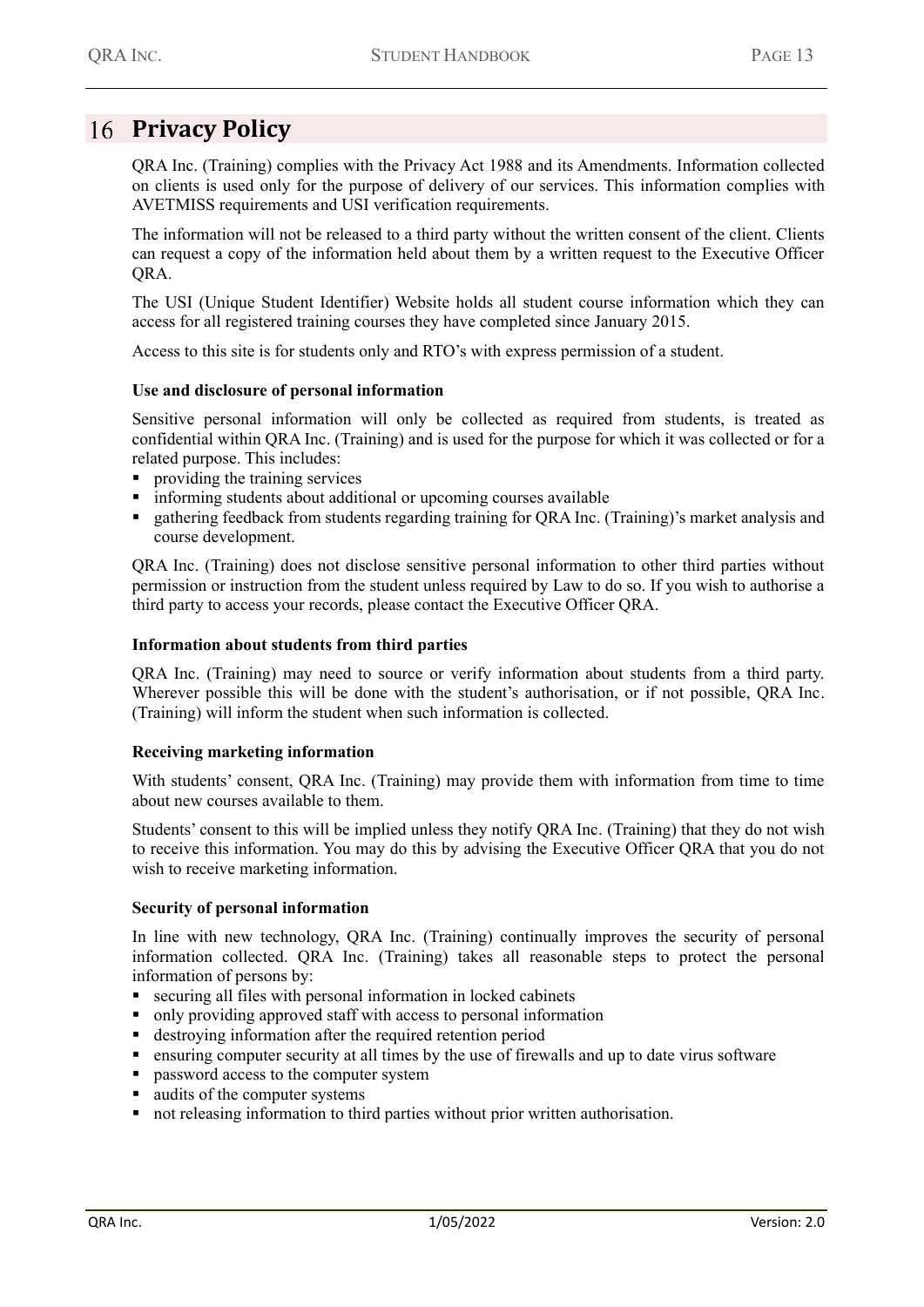# 16 Privacy Policy

QRA Inc. (Training) complies with the Privacy Act 1988 and its Amendments. Information collected on clients is used only for the purpose of delivery of our services. This information complies with AVETMISS requirements and USI verification requirements.

The information will not be released to a third party without the written consent of the client. Clients can request a copy of the information held about them by a written request to the Executive Officer QRA.

The USI (Unique Student Identifier) Website holds all student course information which they can access for all registered training courses they have completed since January 2015.

Access to this site is for students only and RTO's with express permission of a student.

**Use and disclosure of personal information**

Sensitive personal information will only be collected as required from students, is treated as confidential within QRA Inc. (Training) and is used for the purpose for which it was collected or for a related purpose. This includes:

- providing the training services
- informing students about additional or upcoming courses available
- gathering feedback from students regarding training for QRA Inc. (Training)'s market analysis and course development.

QRA Inc. (Training) does not disclose sensitive personal information to other third parties without permission or instruction from the student unless required by Law to do so. If you wish to authorise a third party to access your records, please contact the Executive Officer QRA.

**Information about students from third parties**

QRA Inc. (Training) may need to source or verify information about students from a third party. Wherever possible this will be done with the student's authorisation, or if not possible, QRA Inc. (Training) will inform the student when such information is collected.

**Receiving marketing information**

With students' consent, QRA Inc. (Training) may provide them with information from time to time about new courses available to them.

Students' consent to this will be implied unless they notify QRA Inc. (Training) that they do not wish to receive this information. You may do this by advising the Executive Officer QRA that you do not wish to receive marketing information.

**Security of personal information**

In line with new technology, QRA Inc. (Training) continually improves the security of personal information collected. QRA Inc. (Training) takes all reasonable steps to protect the personal information of persons by:

- securing all files with personal information in locked cabinets
- only providing approved staff with access to personal information
- destroying information after the required retention period
- ensuring computer security at all times by the use of firewalls and up to date virus software
- password access to the computer system
- audits of the computer systems
- not releasing information to third parties without prior written authorisation.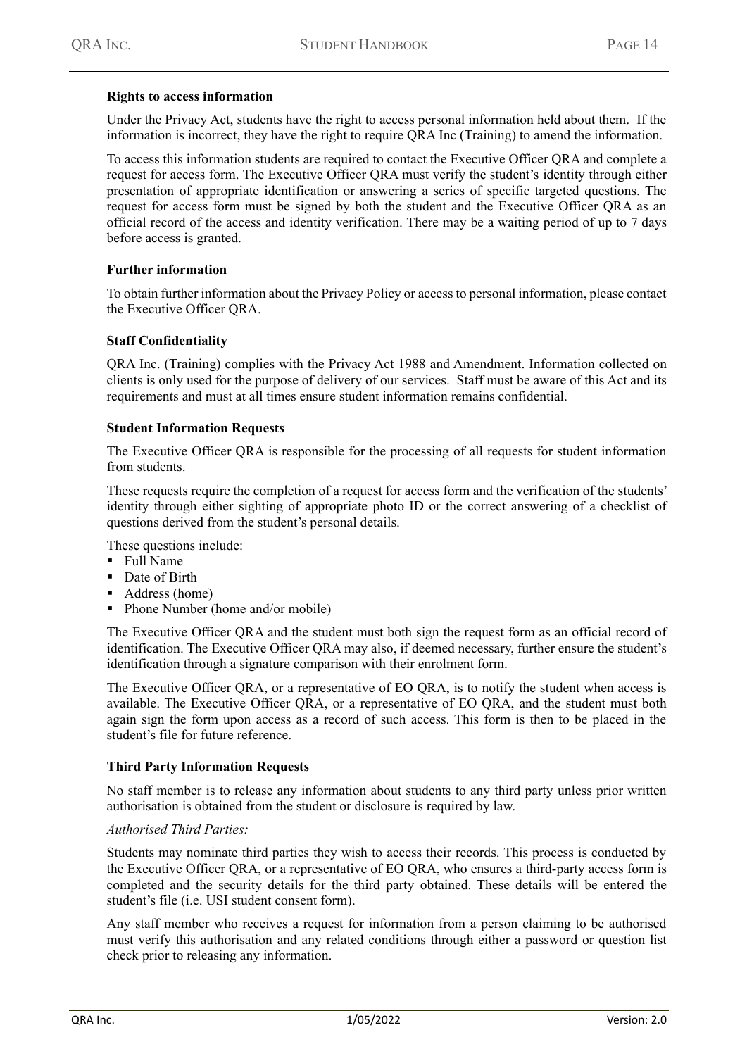**Rights to access information**

Under the Privacy Act, students have the right to access personal information held about them. If the information is incorrect, they have the right to require QRA Inc (Training) to amend the information.

To access this information students are required to contact the Executive Officer QRA and complete a request for access form. The Executive Officer QRA must verify the student's identity through either presentation of appropriate identification or answering a series of specific targeted questions. The request for access form must be signed by both the student and the Executive Officer QRA as an official record of the access and identity verification. There may be a waiting period of up to 7 days before access is granted.

**Further information**

To obtain further information about the Privacy Policy or access to personal information, please contact the Executive Officer QRA.

**Staff Confidentiality**

QRA Inc. (Training) complies with the Privacy Act 1988 and Amendment. Information collected on clients is only used for the purpose of delivery of our services. Staff must be aware of this Act and its requirements and must at all times ensure student information remains confidential.

**Student Information Requests**

The Executive Officer QRA is responsible for the processing of all requests for student information from students.

These requests require the completion of a request for access form and the verification of the students' identity through either sighting of appropriate photo ID or the correct answering of a checklist of questions derived from the student's personal details.

These questions include:

- Full Name
- Date of Birth
- Address (home)
- Phone Number (home and/or mobile)

The Executive Officer QRA and the student must both sign the request form as an official record of identification. The Executive Officer QRA may also, if deemed necessary, further ensure the student's identification through a signature comparison with their enrolment form.

The Executive Officer QRA, or a representative of EO QRA, is to notify the student when access is available. The Executive Officer QRA, or a representative of EO QRA, and the student must both again sign the form upon access as a record of such access. This form is then to be placed in the student's file for future reference.

**Third Party Information Requests**

No staff member is to release any information about students to any third party unless prior written authorisation is obtained from the student or disclosure is required by law.

*Authorised Third Parties:*

Students may nominate third parties they wish to access their records. This process is conducted by the Executive Officer QRA, or a representative of EO QRA, who ensures a third-party access form is completed and the security details for the third party obtained. These details will be entered the student's file (i.e. USI student consent form).

Any staff member who receives a request for information from a person claiming to be authorised must verify this authorisation and any related conditions through either a password or question list check prior to releasing any information.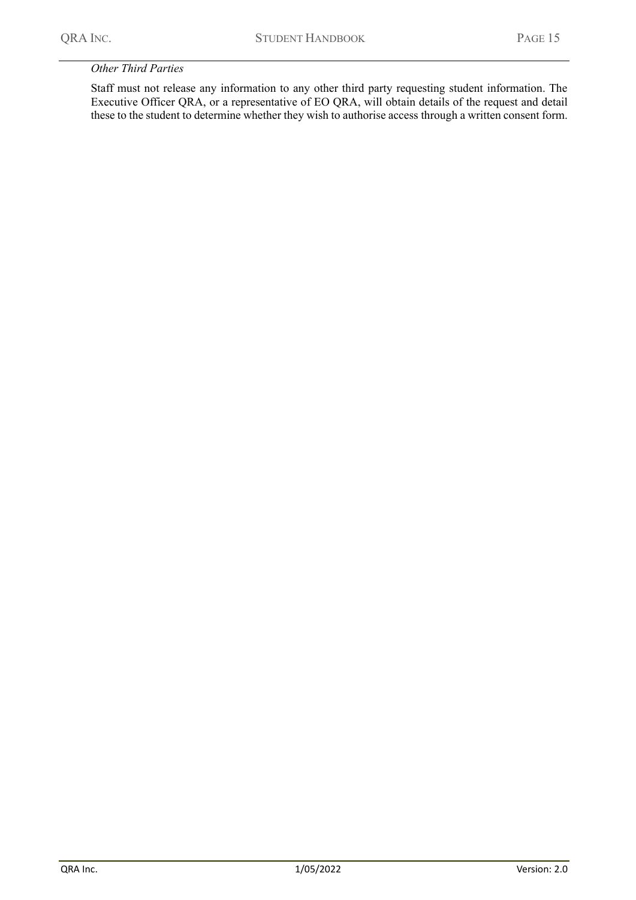*Other Third Parties*

Staff must not release any information to any other third party requesting student information. The Executive Officer QRA, or a representative of EO QRA, will obtain details of the request and detail these to the student to determine whether they wish to authorise access through a written consent form.